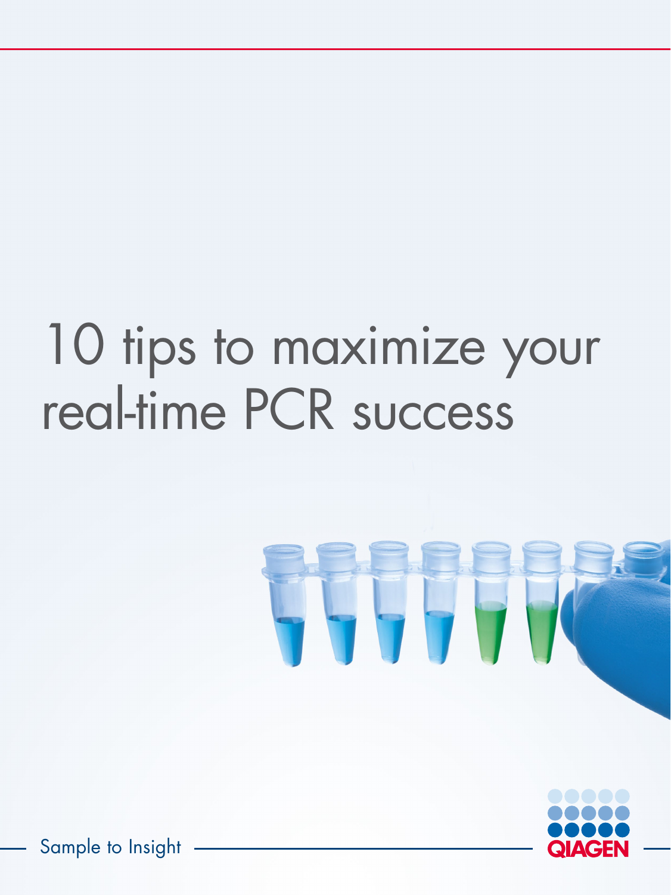# 10 tips to maximize your real-time PCR success

Sample to Insight

QIAGEN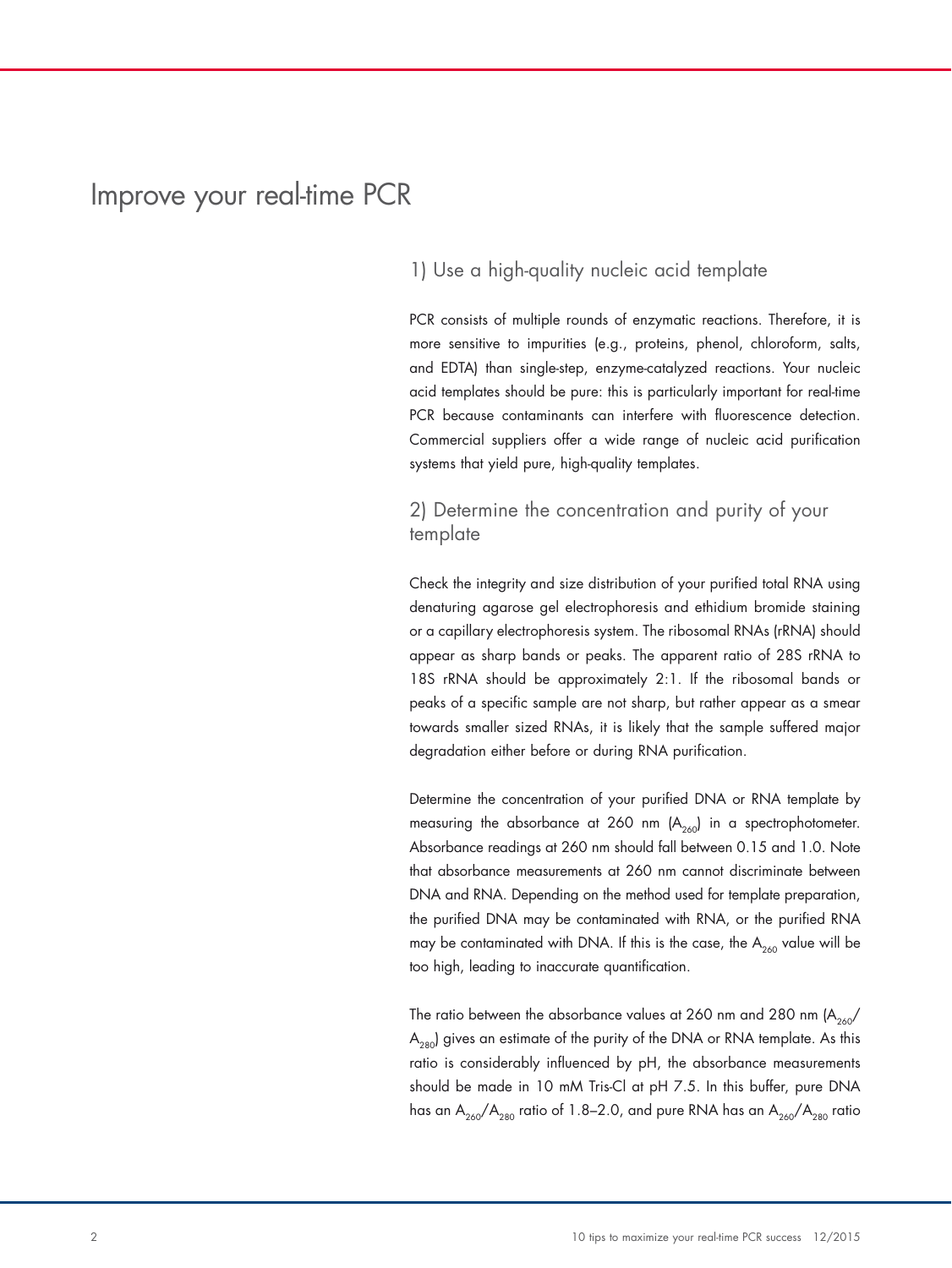# Improve your real-time PCR

## 1) Use a high-quality nucleic acid template

PCR consists of multiple rounds of enzymatic reactions. Therefore, it is more sensitive to impurities (e.g., proteins, phenol, chloroform, salts, and EDTA) than single-step, enzyme-catalyzed reactions. Your nucleic acid templates should be pure: this is particularly important for real-time PCR because contaminants can interfere with fluorescence detection. Commercial suppliers offer a wide range of nucleic acid purification systems that yield pure, high-quality templates.

## 2) Determine the concentration and purity of your template

Check the integrity and size distribution of your purified total RNA using denaturing agarose gel electrophoresis and ethidium bromide staining or a capillary electrophoresis system. The ribosomal RNAs (rRNA) should appear as sharp bands or peaks. The apparent ratio of 28S rRNA to 18S rRNA should be approximately 2:1. If the ribosomal bands or peaks of a specific sample are not sharp, but rather appear as a smear towards smaller sized RNAs, it is likely that the sample suffered major degradation either before or during RNA purification.

Determine the concentration of your purified DNA or RNA template by measuring the absorbance at 260 nm ($A_{260}$) in a spectrophotometer. Absorbance readings at 260 nm should fall between 0.15 and 1.0. Note that absorbance measurements at 260 nm cannot discriminate between DNA and RNA. Depending on the method used for template preparation, the purified DNA may be contaminated with RNA, or the purified RNA may be contaminated with DNA. If this is the case, the $A_{260}$ value will be too high, leading to inaccurate quantification.

The ratio between the absorbance values at 260 nm and 280 nm ($A_{260}/A_{280}$) gives an estimate of the purity of the DNA or RNA template. As this ratio is considerably influenced by pH, the absorbance measurements should be made in 10 mM Tris-Cl at pH 7.5. In this buffer, pure DNA has an $A_{260}/A_{280}$ ratio of 1.8–2.0, and pure RNA has an $A_{260}/A_{280}$ ratio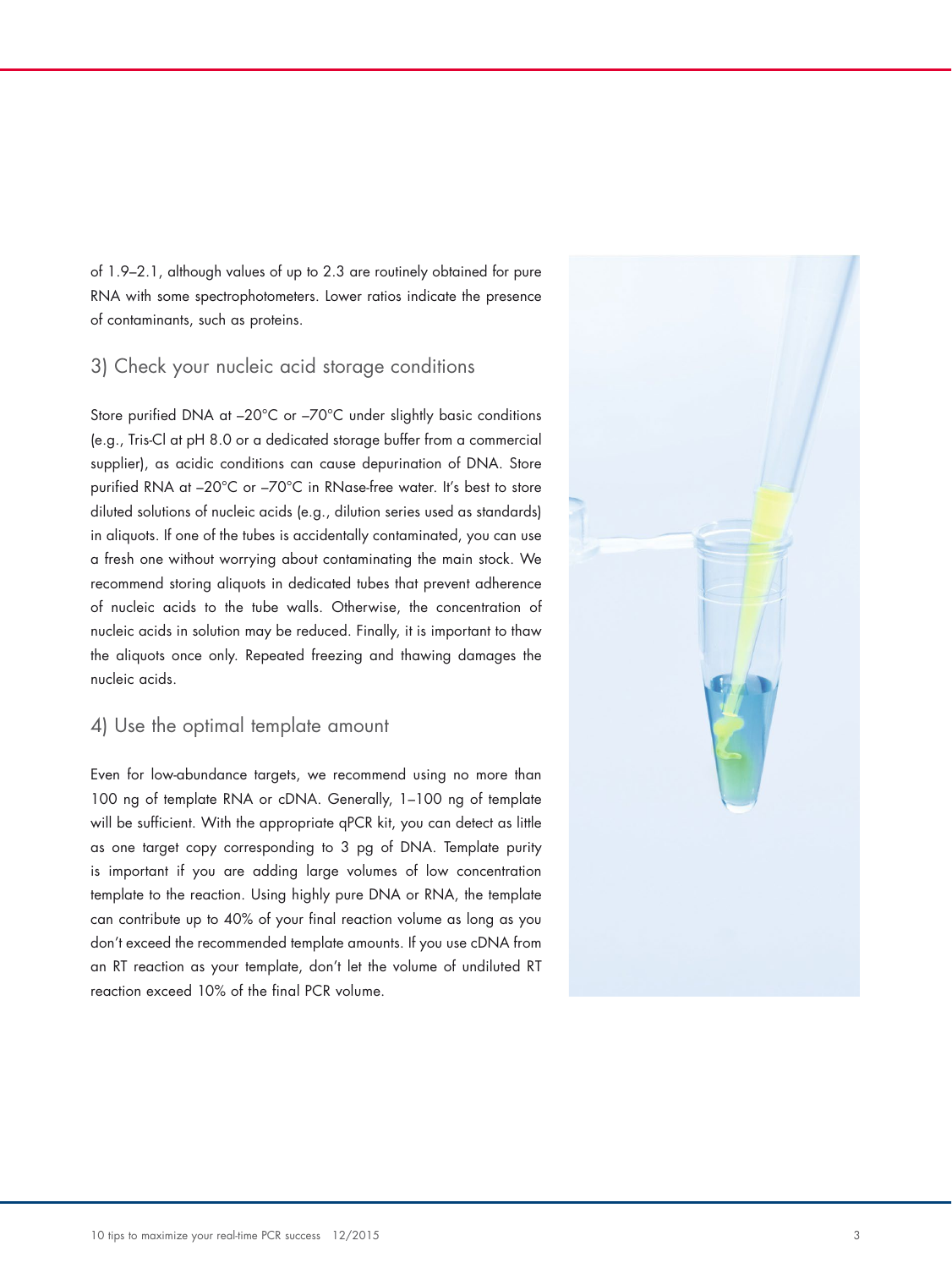of 1.9–2.1, although values of up to 2.3 are routinely obtained for pure RNA with some spectrophotometers. Lower ratios indicate the presence of contaminants, such as proteins.

## 3) Check your nucleic acid storage conditions

Store purified DNA at –20°C or –70°C under slightly basic conditions (e.g., Tris-Cl at pH 8.0 or a dedicated storage buffer from a commercial supplier), as acidic conditions can cause depurination of DNA. Store purified RNA at –20°C or –70°C in RNase-free water. It's best to store diluted solutions of nucleic acids (e.g., dilution series used as standards) in aliquots. If one of the tubes is accidentally contaminated, you can use a fresh one without worrying about contaminating the main stock. We recommend storing aliquots in dedicated tubes that prevent adherence of nucleic acids to the tube walls. Otherwise, the concentration of nucleic acids in solution may be reduced. Finally, it is important to thaw the aliquots once only. Repeated freezing and thawing damages the nucleic acids.

## 4) Use the optimal template amount

Even for low-abundance targets, we recommend using no more than 100 ng of template RNA or cDNA. Generally, 1–100 ng of template will be sufficient. With the appropriate qPCR kit, you can detect as little as one target copy corresponding to 3 pg of DNA. Template purity is important if you are adding large volumes of low concentration template to the reaction. Using highly pure DNA or RNA, the template can contribute up to 40% of your final reaction volume as long as you don't exceed the recommended template amounts. If you use cDNA from an RT reaction as your template, don't let the volume of undiluted RT reaction exceed 10% of the final PCR volume.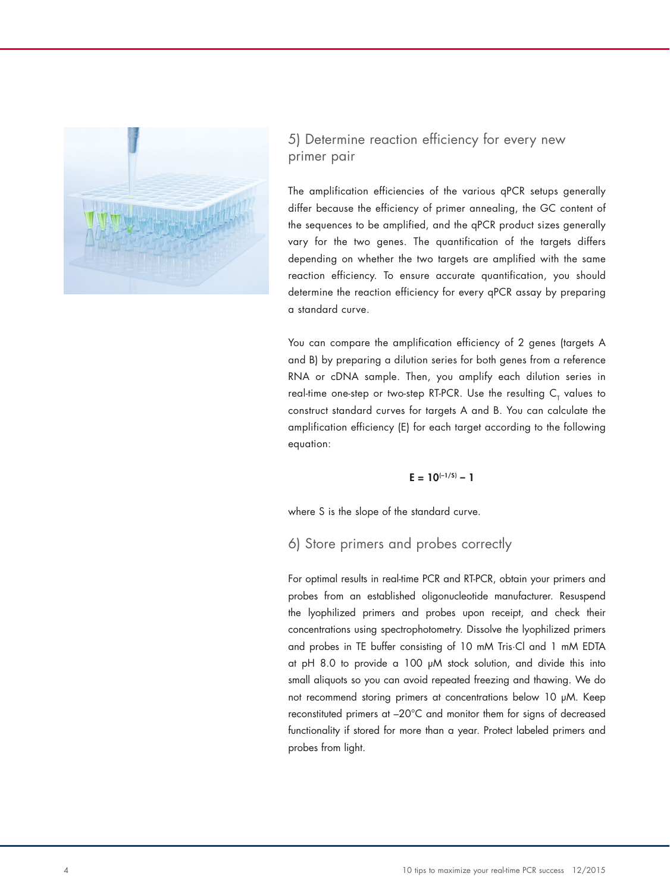## 5) Determine reaction efficiency for every new primer pair

The amplification efficiencies of the various qPCR setups generally differ because the efficiency of primer annealing, the GC content of the sequences to be amplified, and the qPCR product sizes generally vary for the two genes. The quantification of the targets differs depending on whether the two targets are amplified with the same reaction efficiency. To ensure accurate quantification, you should determine the reaction efficiency for every qPCR assay by preparing a standard curve.

You can compare the amplification efficiency of 2 genes (targets A and B) by preparing a dilution series for both genes from a reference RNA or cDNA sample. Then, you amplify each dilution series in real-time one-step or two-step RT-PCR. Use the resulting $C_T$ values to construct standard curves for targets A and B. You can calculate the amplification efficiency (E) for each target according to the following equation:

$$\mathbf{E = 10^{(-1/S)} - 1}$$

where S is the slope of the standard curve.

## 6) Store primers and probes correctly

For optimal results in real-time PCR and RT-PCR, obtain your primers and probes from an established oligonucleotide manufacturer. Resuspend the lyophilized primers and probes upon receipt, and check their concentrations using spectrophotometry. Dissolve the lyophilized primers and probes in TE buffer consisting of 10 mM Tris·Cl and 1 mM EDTA at pH 8.0 to provide a 100 µM stock solution, and divide this into small aliquots so you can avoid repeated freezing and thawing. We do not recommend storing primers at concentrations below 10 µM. Keep reconstituted primers at –20°C and monitor them for signs of decreased functionality if stored for more than a year. Protect labeled primers and probes from light.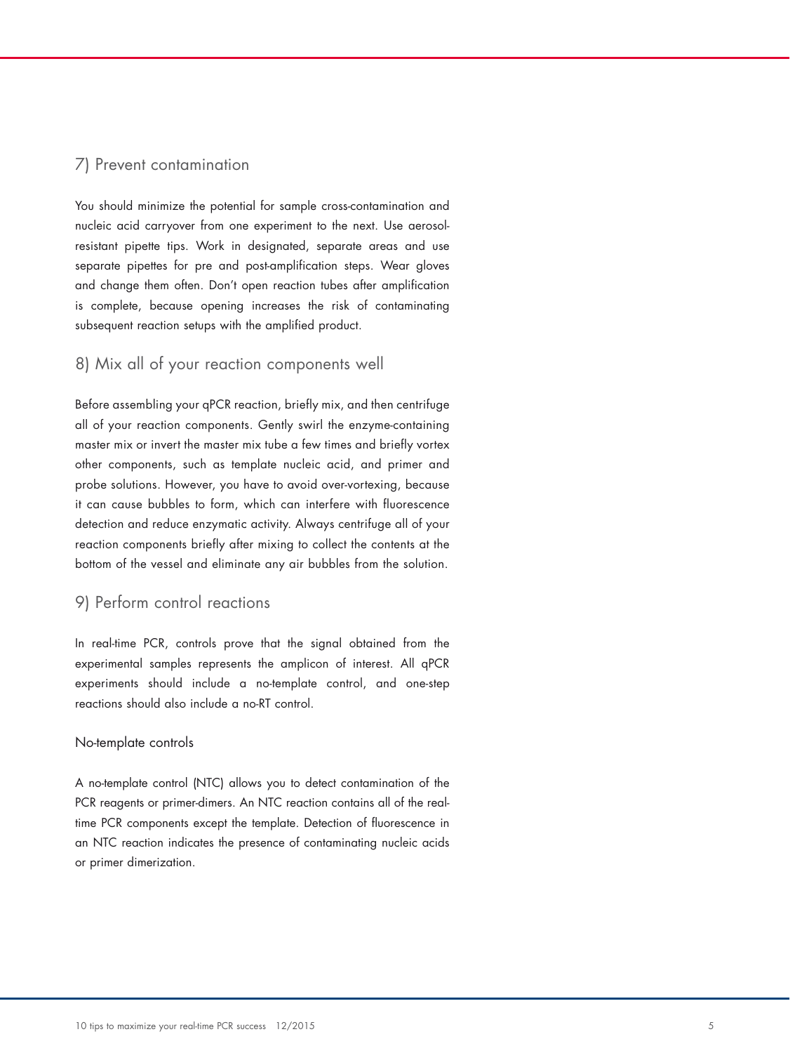## 7) Prevent contamination

You should minimize the potential for sample cross-contamination and nucleic acid carryover from one experiment to the next. Use aerosol-resistant pipette tips. Work in designated, separate areas and use separate pipettes for pre and post-amplification steps. Wear gloves and change them often. Don't open reaction tubes after amplification is complete, because opening increases the risk of contaminating subsequent reaction setups with the amplified product.

## 8) Mix all of your reaction components well

Before assembling your qPCR reaction, briefly mix, and then centrifuge all of your reaction components. Gently swirl the enzyme-containing master mix or invert the master mix tube a few times and briefly vortex other components, such as template nucleic acid, and primer and probe solutions. However, you have to avoid over-vortexing, because it can cause bubbles to form, which can interfere with fluorescence detection and reduce enzymatic activity. Always centrifuge all of your reaction components briefly after mixing to collect the contents at the bottom of the vessel and eliminate any air bubbles from the solution.

## 9) Perform control reactions

In real-time PCR, controls prove that the signal obtained from the experimental samples represents the amplicon of interest. All qPCR experiments should include a no-template control, and one-step reactions should also include a no-RT control.

### No-template controls

A no-template control (NTC) allows you to detect contamination of the PCR reagents or primer-dimers. An NTC reaction contains all of the real-time PCR components except the template. Detection of fluorescence in an NTC reaction indicates the presence of contaminating nucleic acids or primer dimerization.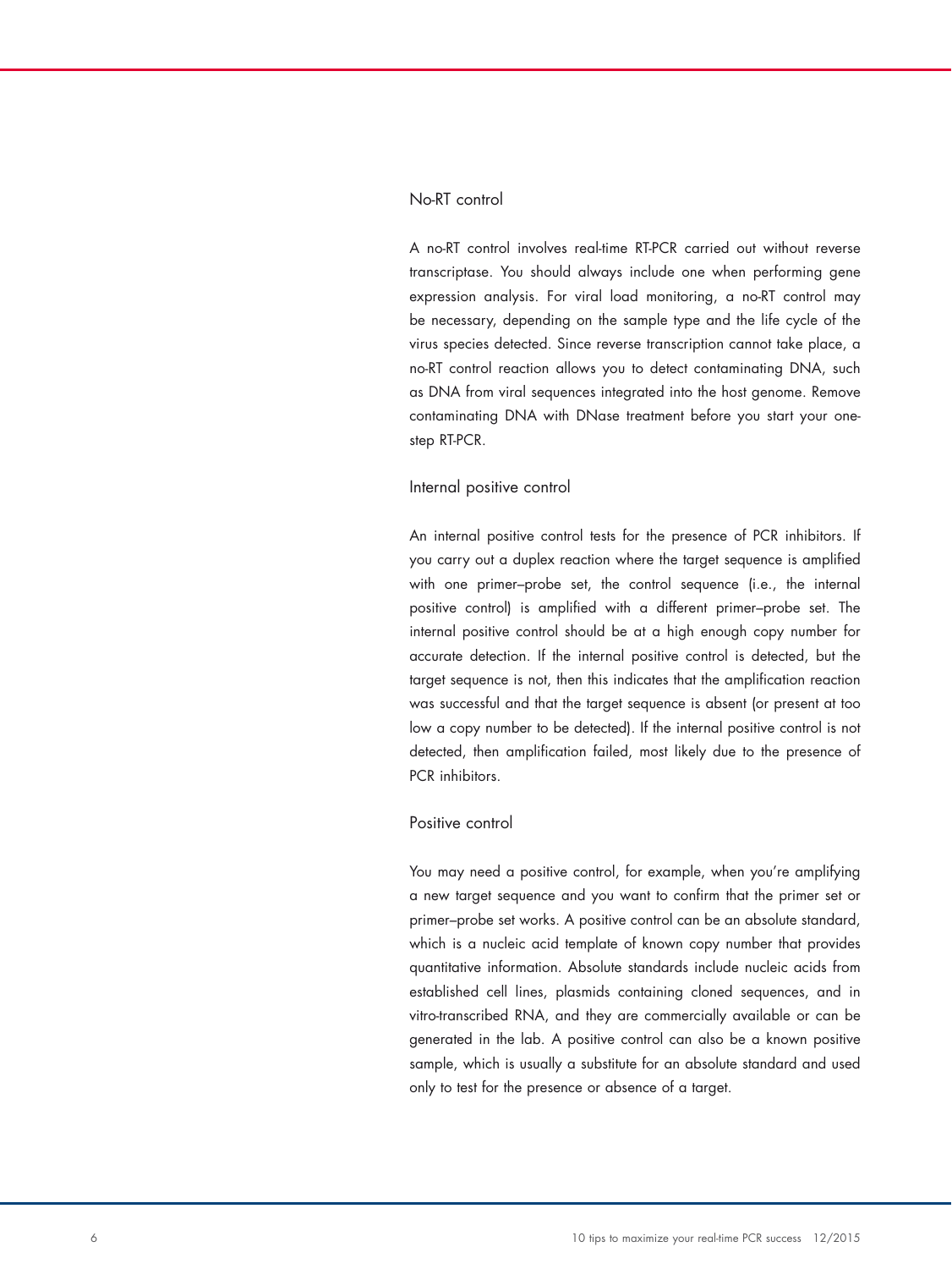### No-RT control

A no-RT control involves real-time RT-PCR carried out without reverse transcriptase. You should always include one when performing gene expression analysis. For viral load monitoring, a no-RT control may be necessary, depending on the sample type and the life cycle of the virus species detected. Since reverse transcription cannot take place, a no-RT control reaction allows you to detect contaminating DNA, such as DNA from viral sequences integrated into the host genome. Remove contaminating DNA with DNase treatment before you start your one-step RT-PCR.

### Internal positive control

An internal positive control tests for the presence of PCR inhibitors. If you carry out a duplex reaction where the target sequence is amplified with one primer–probe set, the control sequence (i.e., the internal positive control) is amplified with a different primer–probe set. The internal positive control should be at a high enough copy number for accurate detection. If the internal positive control is detected, but the target sequence is not, then this indicates that the amplification reaction was successful and that the target sequence is absent (or present at too low a copy number to be detected). If the internal positive control is not detected, then amplification failed, most likely due to the presence of PCR inhibitors.

### Positive control

You may need a positive control, for example, when you're amplifying a new target sequence and you want to confirm that the primer set or primer–probe set works. A positive control can be an absolute standard, which is a nucleic acid template of known copy number that provides quantitative information. Absolute standards include nucleic acids from established cell lines, plasmids containing cloned sequences, and in vitro-transcribed RNA, and they are commercially available or can be generated in the lab. A positive control can also be a known positive sample, which is usually a substitute for an absolute standard and used only to test for the presence or absence of a target.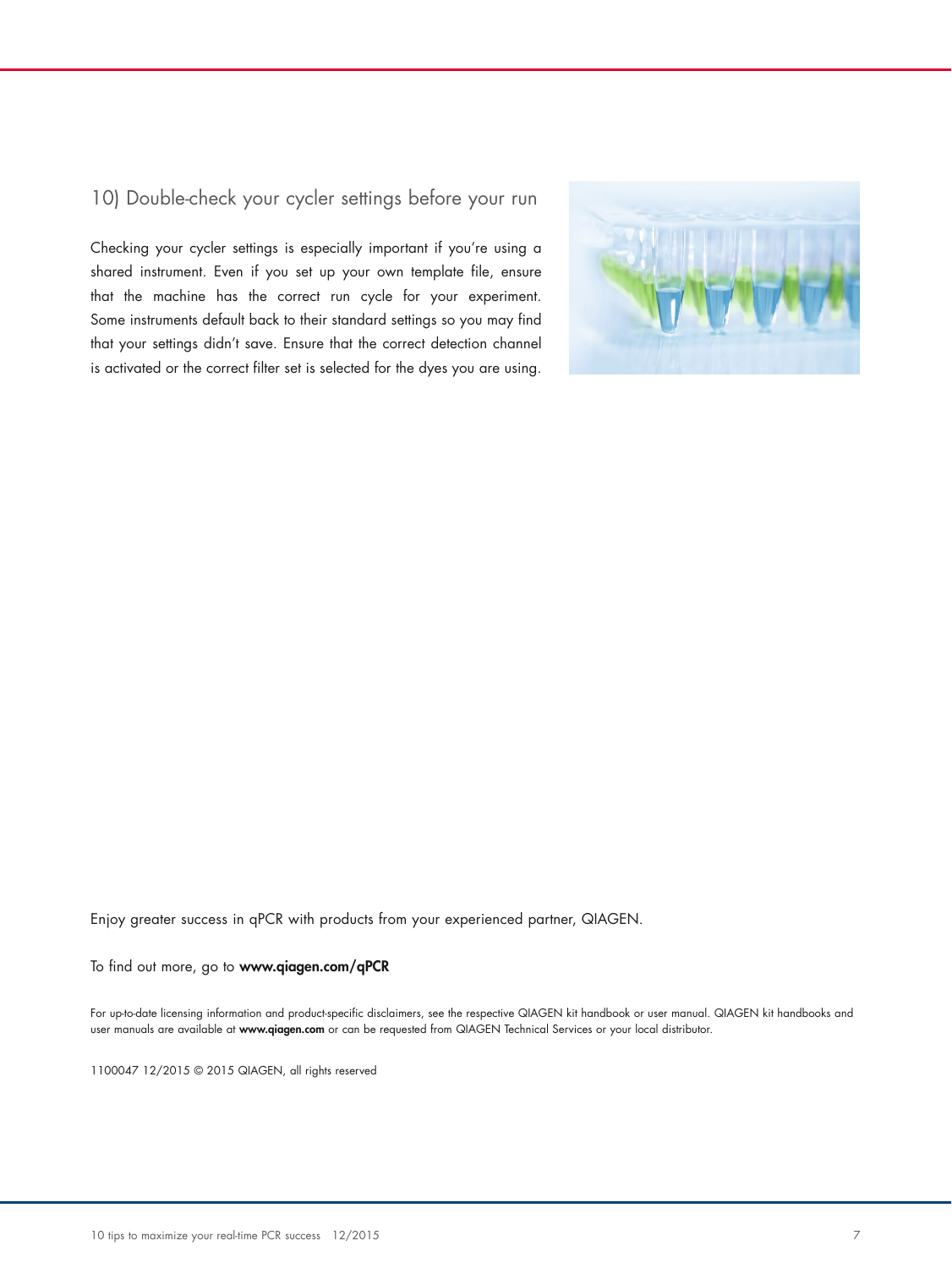## 10) Double-check your cycler settings before your run

Checking your cycler settings is especially important if you're using a shared instrument. Even if you set up your own template file, ensure that the machine has the correct run cycle for your experiment. Some instruments default back to their standard settings so you may find that your settings didn't save. Ensure that the correct detection channel is activated or the correct filter set is selected for the dyes you are using.

Enjoy greater success in qPCR with products from your experienced partner, QIAGEN.

To find out more, go to **www.qiagen.com/qPCR**

For up-to-date licensing information and product-specific disclaimers, see the respective QIAGEN kit handbook or user manual. QIAGEN kit handbooks and user manuals are available at **www.qiagen.com** or can be requested from QIAGEN Technical Services or your local distributor.

1100047 12/2015 © 2015 QIAGEN, all rights reserved